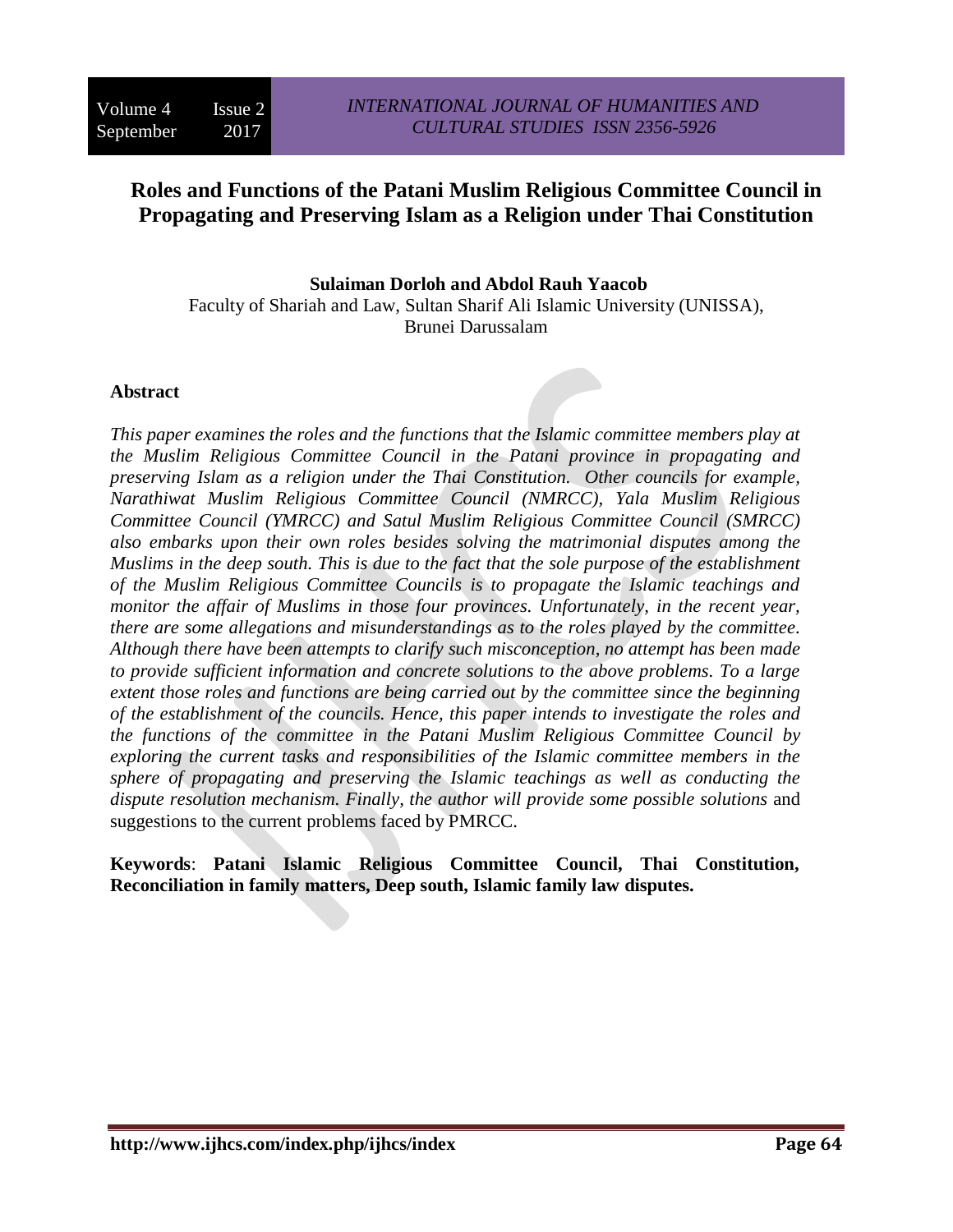# Roles and Functions of the Patani Muslim Religious Committee Council in Propagating and Preserving Islam as a Religion under Thai Constitution

**Sulaiman Dorloh and Abdol Rauh Yaacob**

Faculty of Shariah and Law, Sultan Sharif Ali Islamic University (UNISSA), Brunei Darussalam

## Abstract

*This paper examines the roles and the functions that the Islamic committee members play at the Muslim Religious Committee Council in the Patani province in propagating and preserving Islam as a religion under the Thai Constitution. Other councils for example, Narathiwat Muslim Religious Committee Council (NMRCC), Yala Muslim Religious Committee Council (YMRCC) and Satul Muslim Religious Committee Council (SMRCC) also embarks upon their own roles besides solving the matrimonial disputes among the Muslims in the deep south. This is due to the fact that the sole purpose of the establishment of the Muslim Religious Committee Councils is to propagate the Islamic teachings and monitor the affair of Muslims in those four provinces. Unfortunately, in the recent year, there are some allegations and misunderstandings as to the roles played by the committee. Although there have been attempts to clarify such misconception, no attempt has been made to provide sufficient information and concrete solutions to the above problems. To a large extent those roles and functions are being carried out by the committee since the beginning of the establishment of the councils. Hence, this paper intends to investigate the roles and the functions of the committee in the Patani Muslim Religious Committee Council by exploring the current tasks and responsibilities of the Islamic committee members in the sphere of propagating and preserving the Islamic teachings as well as conducting the dispute resolution mechanism. Finally, the author will provide some possible solutions* and suggestions to the current problems faced by PMRCC.

**Keywords**: **Patani Islamic Religious Committee Council, Thai Constitution, Reconciliation in family matters, Deep south, Islamic family law disputes.**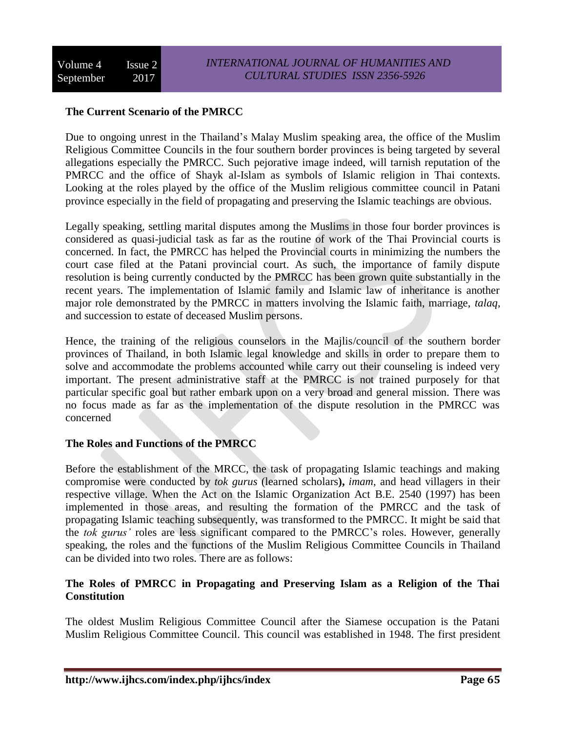## The Current Scenario of the PMRCC

Due to ongoing unrest in the Thailand's Malay Muslim speaking area, the office of the Muslim Religious Committee Councils in the four southern border provinces is being targeted by several allegations especially the PMRCC. Such pejorative image indeed, will tarnish reputation of the PMRCC and the office of Shayk al-Islam as symbols of Islamic religion in Thai contexts. Looking at the roles played by the office of the Muslim religious committee council in Patani province especially in the field of propagating and preserving the Islamic teachings are obvious.

Legally speaking, settling marital disputes among the Muslims in those four border provinces is considered as quasi-judicial task as far as the routine of work of the Thai Provincial courts is concerned. In fact, the PMRCC has helped the Provincial courts in minimizing the numbers the court case filed at the Patani provincial court. As such, the importance of family dispute resolution is being currently conducted by the PMRCC has been grown quite substantially in the recent years. The implementation of Islamic family and Islamic law of inheritance is another major role demonstrated by the PMRCC in matters involving the Islamic faith, marriage, *talaq*, and succession to estate of deceased Muslim persons.

Hence, the training of the religious counselors in the Majlis/council of the southern border provinces of Thailand, in both Islamic legal knowledge and skills in order to prepare them to solve and accommodate the problems accounted while carry out their counseling is indeed very important. The present administrative staff at the PMRCC is not trained purposely for that particular specific goal but rather embark upon on a very broad and general mission. There was no focus made as far as the implementation of the dispute resolution in the PMRCC was concerned

## The Roles and Functions of the PMRCC

Before the establishment of the MRCC, the task of propagating Islamic teachings and making compromise were conducted by *tok gurus* (learned scholars**),** *imam*, and head villagers in their respective village. When the Act on the Islamic Organization Act B.E. 2540 (1997) has been implemented in those areas, and resulting the formation of the PMRCC and the task of propagating Islamic teaching subsequently, was transformed to the PMRCC. It might be said that the *tok gurus'* roles are less significant compared to the PMRCC's roles. However, generally speaking, the roles and the functions of the Muslim Religious Committee Councils in Thailand can be divided into two roles. There are as follows:

### The Roles of PMRCC in Propagating and Preserving Islam as a Religion of the Thai Constitution

The oldest Muslim Religious Committee Council after the Siamese occupation is the Patani Muslim Religious Committee Council. This council was established in 1948. The first president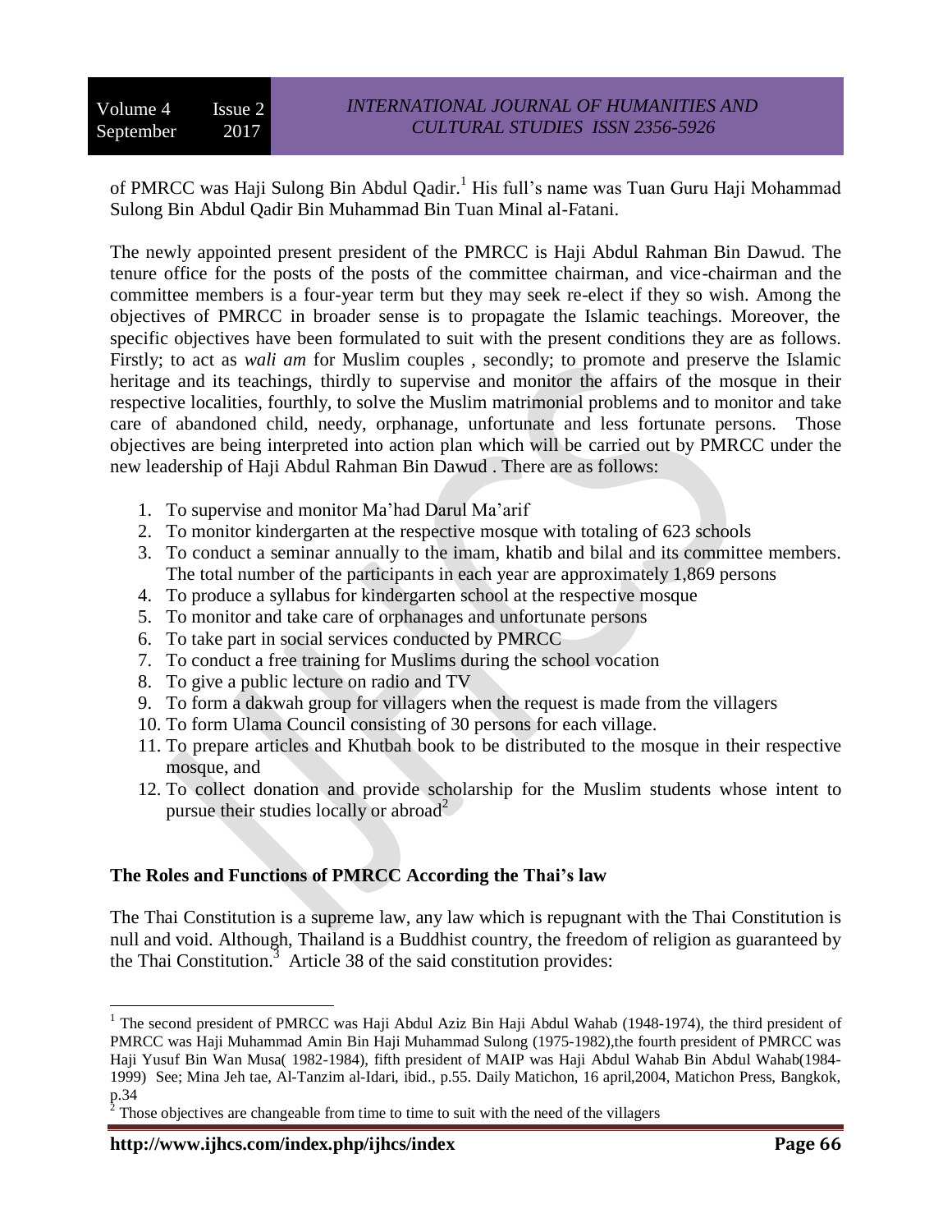of PMRCC was Haji Sulong Bin Abdul Qadir.[1] His full's name was Tuan Guru Haji Mohammad Sulong Bin Abdul Qadir Bin Muhammad Bin Tuan Minal al-Fatani.

The newly appointed present president of the PMRCC is Haji Abdul Rahman Bin Dawud. The tenure office for the posts of the posts of the committee chairman, and vice-chairman and the committee members is a four-year term but they may seek re-elect if they so wish. Among the objectives of PMRCC in broader sense is to propagate the Islamic teachings. Moreover, the specific objectives have been formulated to suit with the present conditions they are as follows. Firstly; to act as *wali am* for Muslim couples , secondly; to promote and preserve the Islamic heritage and its teachings, thirdly to supervise and monitor the affairs of the mosque in their respective localities, fourthly, to solve the Muslim matrimonial problems and to monitor and take care of abandoned child, needy, orphanage, unfortunate and less fortunate persons. Those objectives are being interpreted into action plan which will be carried out by PMRCC under the new leadership of Haji Abdul Rahman Bin Dawud . There are as follows:

1. To supervise and monitor Ma'had Darul Ma'arif
2. To monitor kindergarten at the respective mosque with totaling of 623 schools
3. To conduct a seminar annually to the imam, khatib and bilal and its committee members. The total number of the participants in each year are approximately 1,869 persons
4. To produce a syllabus for kindergarten school at the respective mosque
5. To monitor and take care of orphanages and unfortunate persons
6. To take part in social services conducted by PMRCC
7. To conduct a free training for Muslims during the school vocation
8. To give a public lecture on radio and TV
9. To form a dakwah group for villagers when the request is made from the villagers
10. To form Ulama Council consisting of 30 persons for each village.
11. To prepare articles and Khutbah book to be distributed to the mosque in their respective mosque, and
12. To collect donation and provide scholarship for the Muslim students whose intent to pursue their studies locally or abroad[2]

## The Roles and Functions of PMRCC According the Thai's law

The Thai Constitution is a supreme law, any law which is repugnant with the Thai Constitution is null and void. Although, Thailand is a Buddhist country, the freedom of religion as guaranteed by the Thai Constitution.[3] Article 38 of the said constitution provides:

---

[1] The second president of PMRCC was Haji Abdul Aziz Bin Haji Abdul Wahab (1948-1974), the third president of PMRCC was Haji Muhammad Amin Bin Haji Muhammad Sulong (1975-1982),the fourth president of PMRCC was Haji Yusuf Bin Wan Musa( 1982-1984), fifth president of MAIP was Haji Abdul Wahab Bin Abdul Wahab(1984-1999) See; Mina Jeh tae, Al-Tanzim al-Idari, ibid., p.55. Daily Matichon, 16 april,2004, Matichon Press, Bangkok, p.34

[2] Those objectives are changeable from time to time to suit with the need of the villagers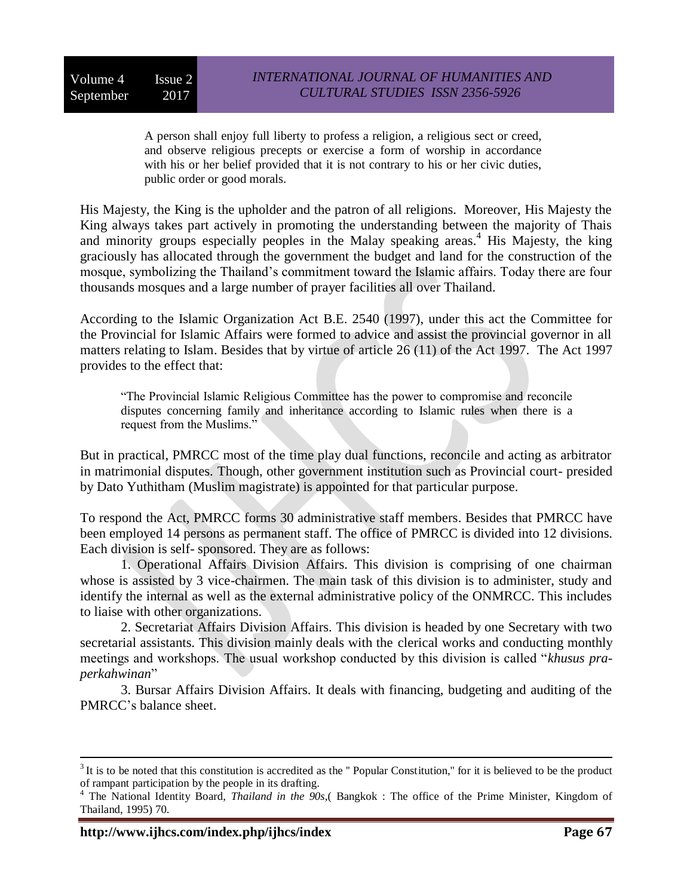> A person shall enjoy full liberty to profess a religion, a religious sect or creed, and observe religious precepts or exercise a form of worship in accordance with his or her belief provided that it is not contrary to his or her civic duties, public order or good morals.

His Majesty, the King is the upholder and the patron of all religions. Moreover, His Majesty the King always takes part actively in promoting the understanding between the majority of Thais and minority groups especially peoples in the Malay speaking areas.[4] His Majesty, the king graciously has allocated through the government the budget and land for the construction of the mosque, symbolizing the Thailand's commitment toward the Islamic affairs. Today there are four thousands mosques and a large number of prayer facilities all over Thailand.

According to the Islamic Organization Act B.E. 2540 (1997), under this act the Committee for the Provincial for Islamic Affairs were formed to advice and assist the provincial governor in all matters relating to Islam. Besides that by virtue of article 26 (11) of the Act 1997. The Act 1997 provides to the effect that:

> "The Provincial Islamic Religious Committee has the power to compromise and reconcile disputes concerning family and inheritance according to Islamic rules when there is a request from the Muslims."

But in practical, PMRCC most of the time play dual functions, reconcile and acting as arbitrator in matrimonial disputes. Though, other government institution such as Provincial court- presided by Dato Yuthitham (Muslim magistrate) is appointed for that particular purpose.

To respond the Act, PMRCC forms 30 administrative staff members. Besides that PMRCC have been employed 14 persons as permanent staff. The office of PMRCC is divided into 12 divisions. Each division is self- sponsored. They are as follows:

1. Operational Affairs Division Affairs. This division is comprising of one chairman whose is assisted by 3 vice-chairmen. The main task of this division is to administer, study and identify the internal as well as the external administrative policy of the ONMRCC. This includes to liaise with other organizations.

2. Secretariat Affairs Division Affairs. This division is headed by one Secretary with two secretarial assistants. This division mainly deals with the clerical works and conducting monthly meetings and workshops. The usual workshop conducted by this division is called "*khusus pra-perkahwinan*"

3. Bursar Affairs Division Affairs. It deals with financing, budgeting and auditing of the PMRCC's balance sheet.

---

[3] It is to be noted that this constitution is accredited as the " Popular Constitution," for it is believed to be the product of rampant participation by the people in its drafting.

[4] The National Identity Board, *Thailand in the 90s*,( Bangkok : The office of the Prime Minister, Kingdom of Thailand, 1995) 70.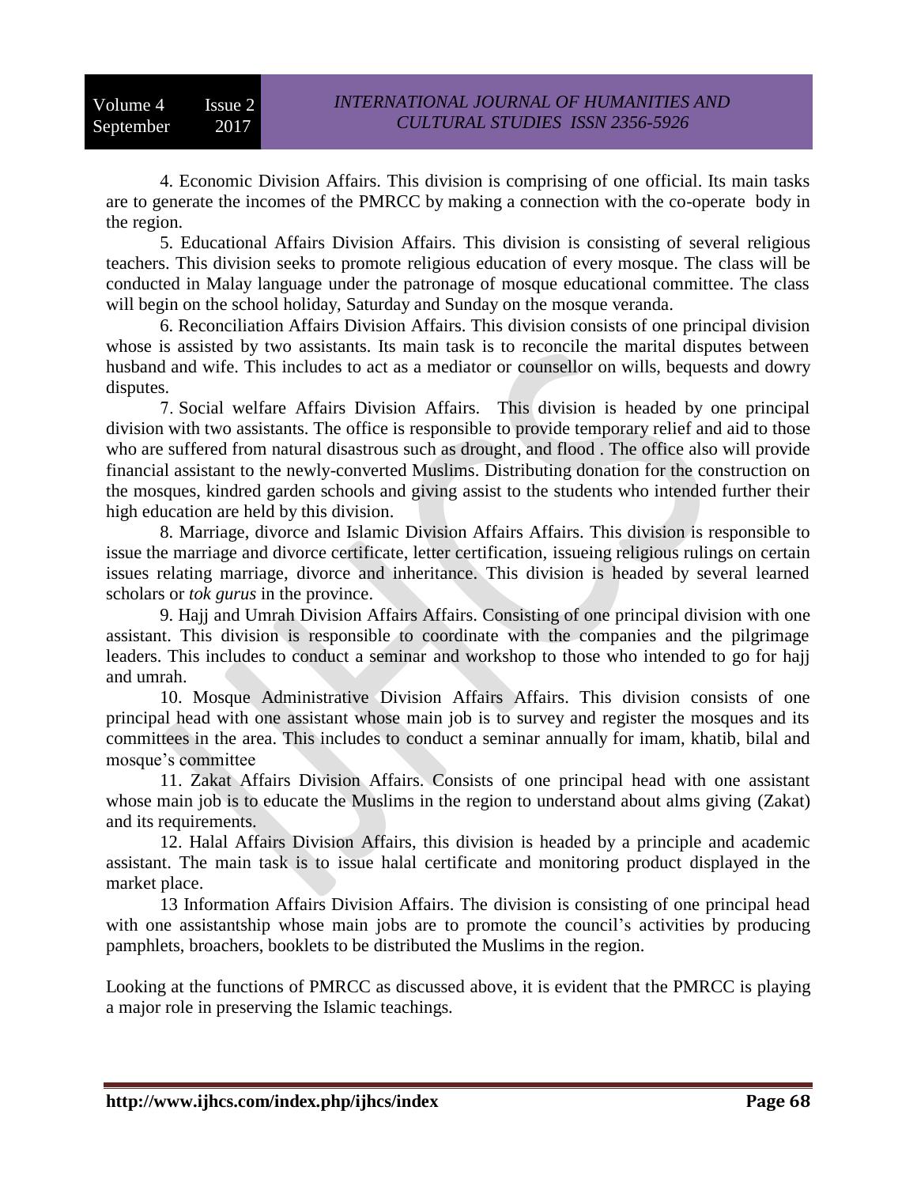4. Economic Division Affairs. This division is comprising of one official. Its main tasks are to generate the incomes of the PMRCC by making a connection with the co-operate body in the region.

5. Educational Affairs Division Affairs. This division is consisting of several religious teachers. This division seeks to promote religious education of every mosque. The class will be conducted in Malay language under the patronage of mosque educational committee. The class will begin on the school holiday, Saturday and Sunday on the mosque veranda.

6. Reconciliation Affairs Division Affairs. This division consists of one principal division whose is assisted by two assistants. Its main task is to reconcile the marital disputes between husband and wife. This includes to act as a mediator or counsellor on wills, bequests and dowry disputes.

7. Social welfare Affairs Division Affairs. This division is headed by one principal division with two assistants. The office is responsible to provide temporary relief and aid to those who are suffered from natural disastrous such as drought, and flood . The office also will provide financial assistant to the newly-converted Muslims. Distributing donation for the construction on the mosques, kindred garden schools and giving assist to the students who intended further their high education are held by this division.

8. Marriage, divorce and Islamic Division Affairs Affairs. This division is responsible to issue the marriage and divorce certificate, letter certification, issueing religious rulings on certain issues relating marriage, divorce and inheritance. This division is headed by several learned scholars or *tok gurus* in the province.

9. Hajj and Umrah Division Affairs Affairs. Consisting of one principal division with one assistant. This division is responsible to coordinate with the companies and the pilgrimage leaders. This includes to conduct a seminar and workshop to those who intended to go for hajj and umrah.

10. Mosque Administrative Division Affairs Affairs. This division consists of one principal head with one assistant whose main job is to survey and register the mosques and its committees in the area. This includes to conduct a seminar annually for imam, khatib, bilal and mosque's committee

11. Zakat Affairs Division Affairs. Consists of one principal head with one assistant whose main job is to educate the Muslims in the region to understand about alms giving (Zakat) and its requirements.

12. Halal Affairs Division Affairs, this division is headed by a principle and academic assistant. The main task is to issue halal certificate and monitoring product displayed in the market place.

13 Information Affairs Division Affairs. The division is consisting of one principal head with one assistantship whose main jobs are to promote the council's activities by producing pamphlets, broachers, booklets to be distributed the Muslims in the region.

Looking at the functions of PMRCC as discussed above, it is evident that the PMRCC is playing a major role in preserving the Islamic teachings.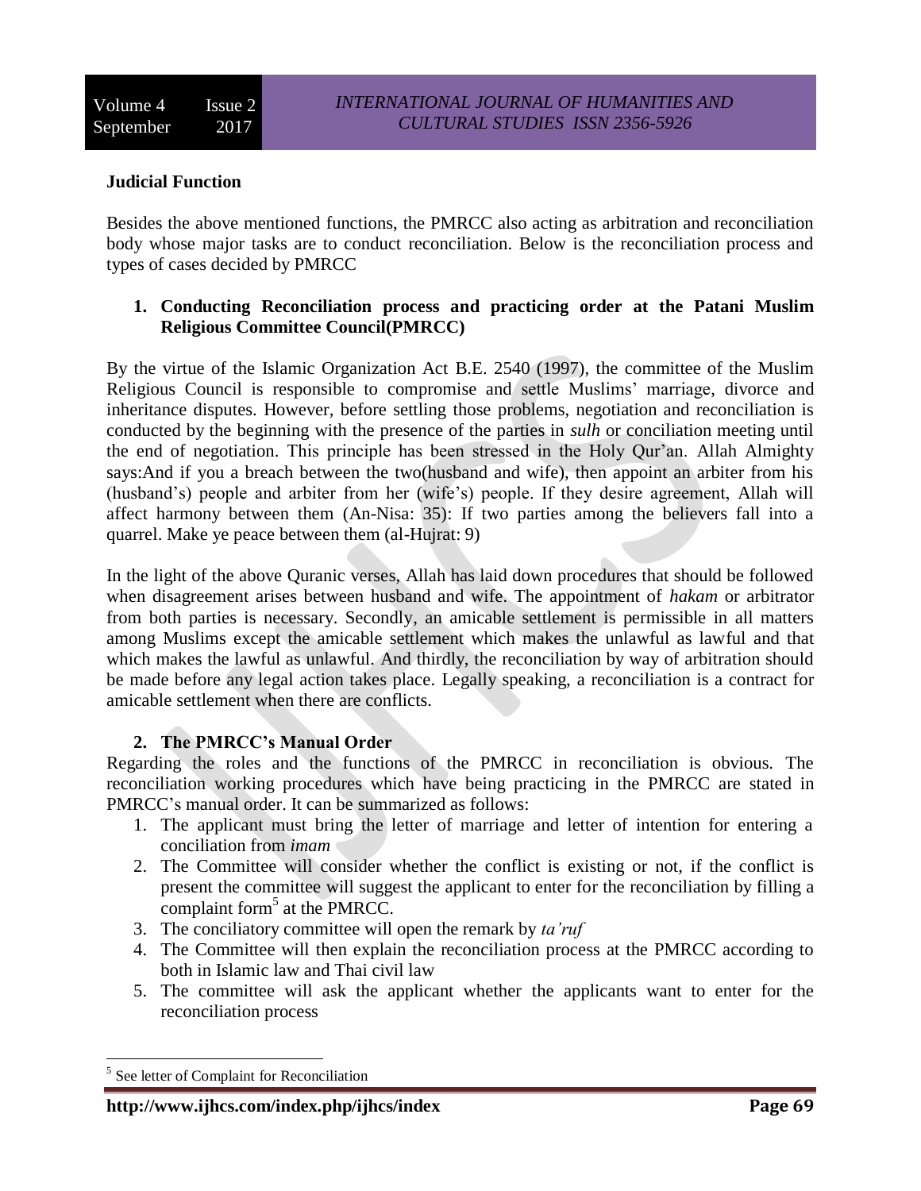## Judicial Function

Besides the above mentioned functions, the PMRCC also acting as arbitration and reconciliation body whose major tasks are to conduct reconciliation. Below is the reconciliation process and types of cases decided by PMRCC

1. **Conducting Reconciliation process and practicing order at the Patani Muslim Religious Committee Council(PMRCC)**

By the virtue of the Islamic Organization Act B.E. 2540 (1997), the committee of the Muslim Religious Council is responsible to compromise and settle Muslims' marriage, divorce and inheritance disputes. However, before settling those problems, negotiation and reconciliation is conducted by the beginning with the presence of the parties in *sulh* or conciliation meeting until the end of negotiation. This principle has been stressed in the Holy Qur'an. Allah Almighty says:And if you a breach between the two(husband and wife), then appoint an arbiter from his (husband's) people and arbiter from her (wife's) people. If they desire agreement, Allah will affect harmony between them (An-Nisa: 35): If two parties among the believers fall into a quarrel. Make ye peace between them (al-Hujrat: 9)

In the light of the above Quranic verses, Allah has laid down procedures that should be followed when disagreement arises between husband and wife. The appointment of *hakam* or arbitrator from both parties is necessary. Secondly, an amicable settlement is permissible in all matters among Muslims except the amicable settlement which makes the unlawful as lawful and that which makes the lawful as unlawful. And thirdly, the reconciliation by way of arbitration should be made before any legal action takes place. Legally speaking, a reconciliation is a contract for amicable settlement when there are conflicts.

2. **The PMRCC's Manual Order**

Regarding the roles and the functions of the PMRCC in reconciliation is obvious. The reconciliation working procedures which have being practicing in the PMRCC are stated in PMRCC's manual order. It can be summarized as follows:

1. The applicant must bring the letter of marriage and letter of intention for entering a conciliation from *imam*
2. The Committee will consider whether the conflict is existing or not, if the conflict is present the committee will suggest the applicant to enter for the reconciliation by filling a complaint form[5] at the PMRCC.
3. The conciliatory committee will open the remark by *ta'ruf*
4. The Committee will then explain the reconciliation process at the PMRCC according to both in Islamic law and Thai civil law
5. The committee will ask the applicant whether the applicants want to enter for the reconciliation process

[5] See letter of Complaint for Reconciliation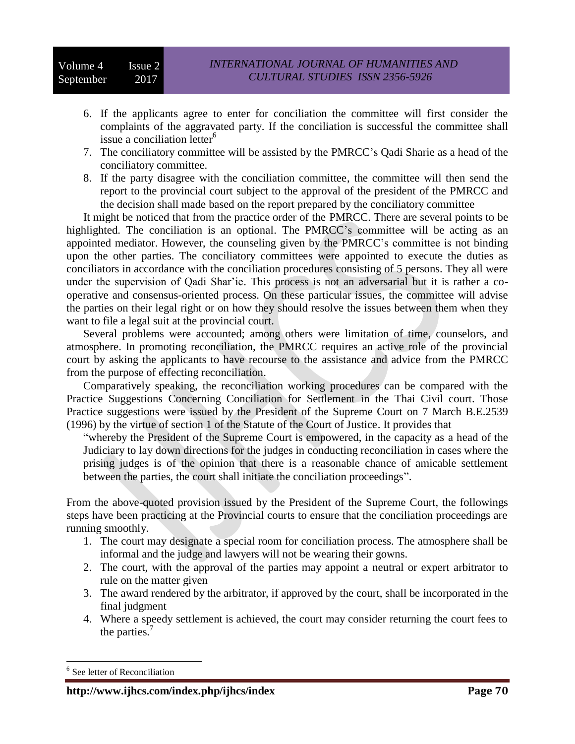6. If the applicants agree to enter for conciliation the committee will first consider the complaints of the aggravated party. If the conciliation is successful the committee shall issue a conciliation letter[6]
7. The conciliatory committee will be assisted by the PMRCC's Qadi Sharie as a head of the conciliatory committee.
8. If the party disagree with the conciliation committee, the committee will then send the report to the provincial court subject to the approval of the president of the PMRCC and the decision shall made based on the report prepared by the conciliatory committee

It might be noticed that from the practice order of the PMRCC. There are several points to be highlighted. The conciliation is an optional. The PMRCC's committee will be acting as an appointed mediator. However, the counseling given by the PMRCC's committee is not binding upon the other parties. The conciliatory committees were appointed to execute the duties as conciliators in accordance with the conciliation procedures consisting of 5 persons. They all were under the supervision of Qadi Shar'ie. This process is not an adversarial but it is rather a co-operative and consensus-oriented process. On these particular issues, the committee will advise the parties on their legal right or on how they should resolve the issues between them when they want to file a legal suit at the provincial court.

Several problems were accounted; among others were limitation of time, counselors, and atmosphere. In promoting reconciliation, the PMRCC requires an active role of the provincial court by asking the applicants to have recourse to the assistance and advice from the PMRCC from the purpose of effecting reconciliation.

Comparatively speaking, the reconciliation working procedures can be compared with the Practice Suggestions Concerning Conciliation for Settlement in the Thai Civil court. Those Practice suggestions were issued by the President of the Supreme Court on 7 March B.E.2539 (1996) by the virtue of section 1 of the Statute of the Court of Justice. It provides that

> "whereby the President of the Supreme Court is empowered, in the capacity as a head of the Judiciary to lay down directions for the judges in conducting reconciliation in cases where the prising judges is of the opinion that there is a reasonable chance of amicable settlement between the parties, the court shall initiate the conciliation proceedings".

From the above-quoted provision issued by the President of the Supreme Court, the followings steps have been practicing at the Provincial courts to ensure that the conciliation proceedings are running smoothly.

1. The court may designate a special room for conciliation process. The atmosphere shall be informal and the judge and lawyers will not be wearing their gowns.
2. The court, with the approval of the parties may appoint a neutral or expert arbitrator to rule on the matter given
3. The award rendered by the arbitrator, if approved by the court, shall be incorporated in the final judgment
4. Where a speedy settlement is achieved, the court may consider returning the court fees to the parties.[7]

---

[6] See letter of Reconciliation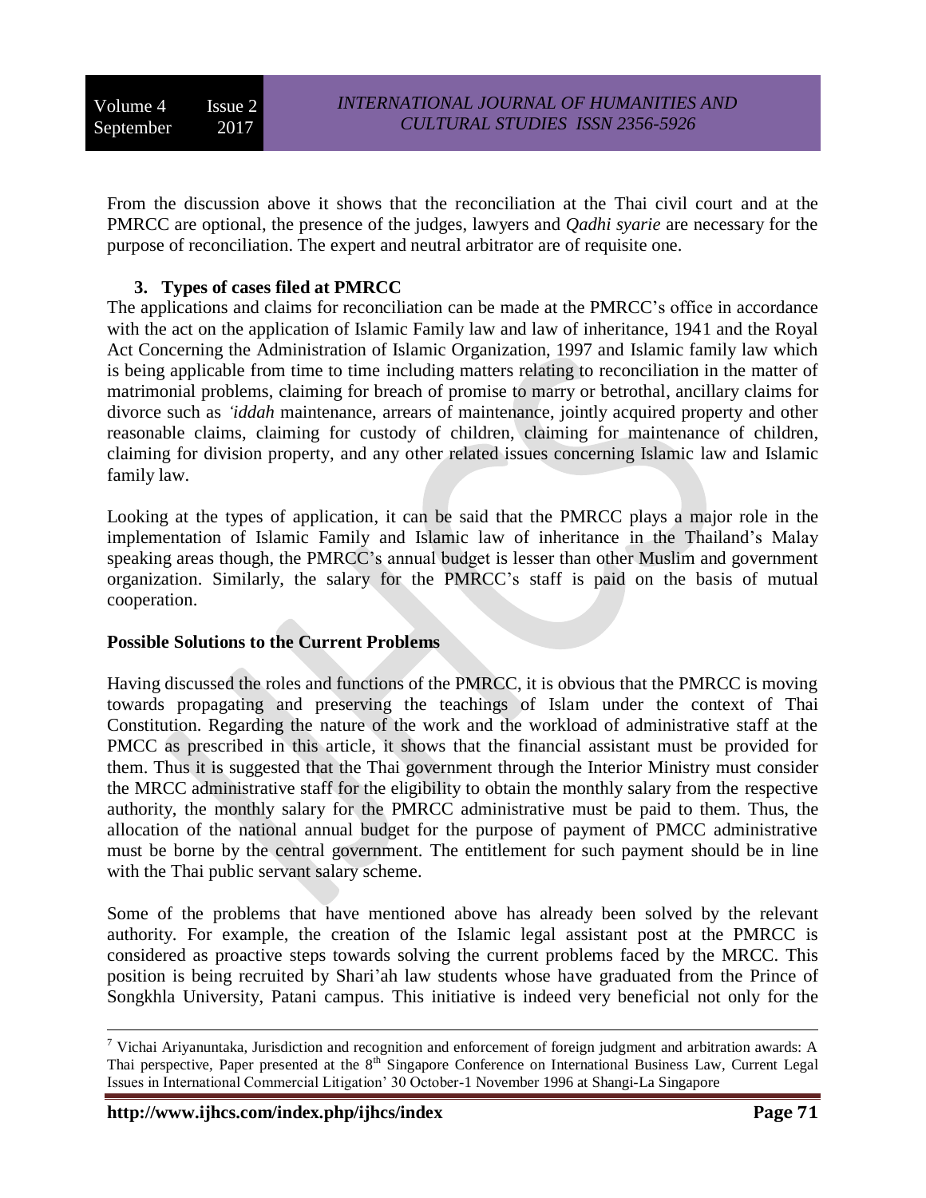From the discussion above it shows that the reconciliation at the Thai civil court and at the PMRCC are optional, the presence of the judges, lawyers and *Qadhi syarie* are necessary for the purpose of reconciliation. The expert and neutral arbitrator are of requisite one.

### 3. Types of cases filed at PMRCC

The applications and claims for reconciliation can be made at the PMRCC's office in accordance with the act on the application of Islamic Family law and law of inheritance, 1941 and the Royal Act Concerning the Administration of Islamic Organization, 1997 and Islamic family law which is being applicable from time to time including matters relating to reconciliation in the matter of matrimonial problems, claiming for breach of promise to marry or betrothal, ancillary claims for divorce such as *'iddah* maintenance, arrears of maintenance, jointly acquired property and other reasonable claims, claiming for custody of children, claiming for maintenance of children, claiming for division property, and any other related issues concerning Islamic law and Islamic family law.

Looking at the types of application, it can be said that the PMRCC plays a major role in the implementation of Islamic Family and Islamic law of inheritance in the Thailand's Malay speaking areas though, the PMRCC's annual budget is lesser than other Muslim and government organization. Similarly, the salary for the PMRCC's staff is paid on the basis of mutual cooperation.

## Possible Solutions to the Current Problems

Having discussed the roles and functions of the PMRCC, it is obvious that the PMRCC is moving towards propagating and preserving the teachings of Islam under the context of Thai Constitution. Regarding the nature of the work and the workload of administrative staff at the PMCC as prescribed in this article, it shows that the financial assistant must be provided for them. Thus it is suggested that the Thai government through the Interior Ministry must consider the MRCC administrative staff for the eligibility to obtain the monthly salary from the respective authority, the monthly salary for the PMRCC administrative must be paid to them. Thus, the allocation of the national annual budget for the purpose of payment of PMCC administrative must be borne by the central government. The entitlement for such payment should be in line with the Thai public servant salary scheme.

Some of the problems that have mentioned above has already been solved by the relevant authority. For example, the creation of the Islamic legal assistant post at the PMRCC is considered as proactive steps towards solving the current problems faced by the MRCC. This position is being recruited by Shari'ah law students whose have graduated from the Prince of Songkhla University, Patani campus. This initiative is indeed very beneficial not only for the

---

[7] Vichai Ariyanuntaka, Jurisdiction and recognition and enforcement of foreign judgment and arbitration awards: A Thai perspective, Paper presented at the 8th Singapore Conference on International Business Law, Current Legal Issues in International Commercial Litigation' 30 October-1 November 1996 at Shangi-La Singapore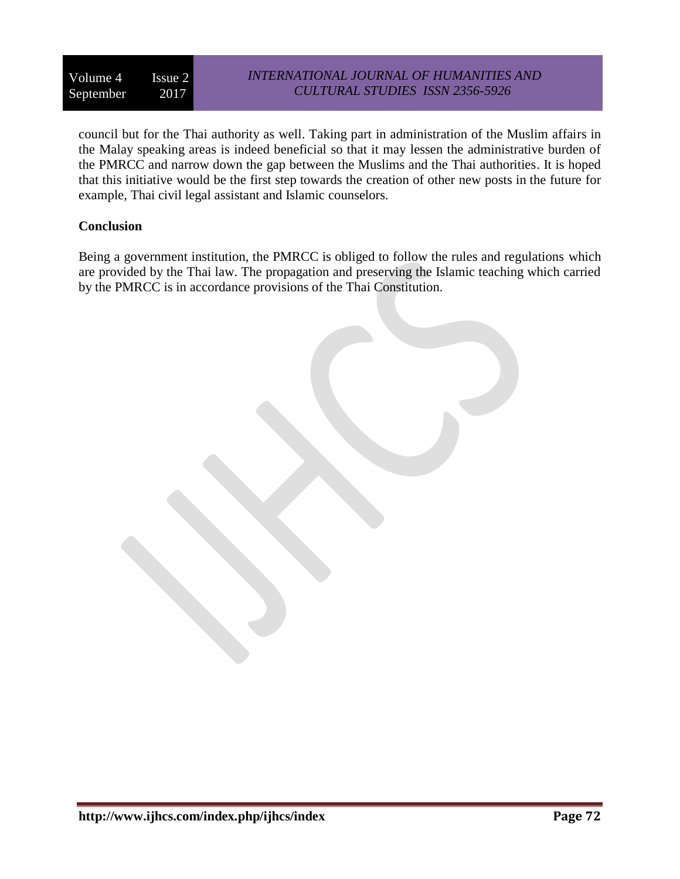council but for the Thai authority as well. Taking part in administration of the Muslim affairs in the Malay speaking areas is indeed beneficial so that it may lessen the administrative burden of the PMRCC and narrow down the gap between the Muslims and the Thai authorities. It is hoped that this initiative would be the first step towards the creation of other new posts in the future for example, Thai civil legal assistant and Islamic counselors.

## Conclusion

Being a government institution, the PMRCC is obliged to follow the rules and regulations which are provided by the Thai law. The propagation and preserving the Islamic teaching which carried by the PMRCC is in accordance provisions of the Thai Constitution.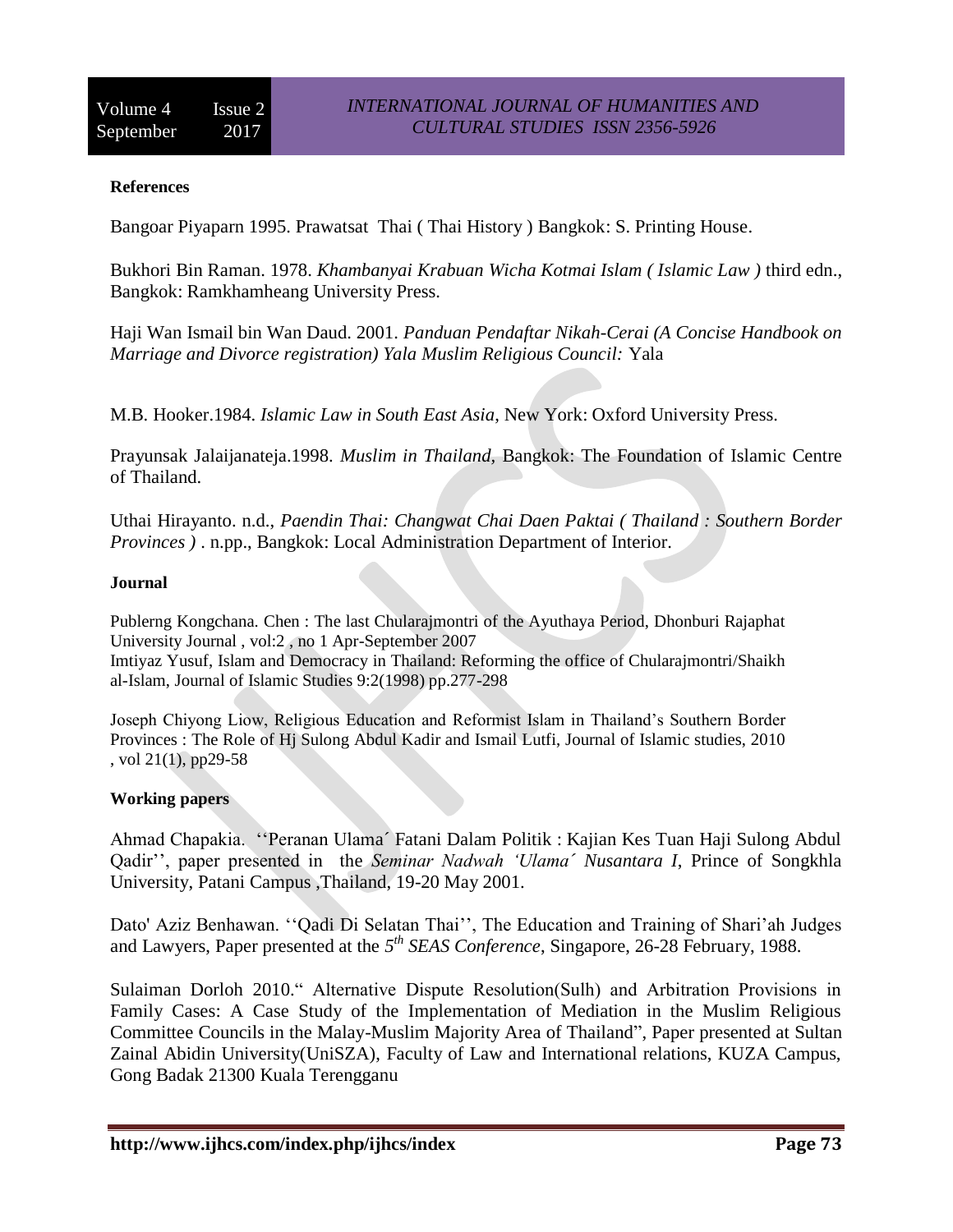**References**

Bangoar Piyaparn 1995. Prawatsat Thai ( Thai History ) Bangkok: S. Printing House.

Bukhori Bin Raman. 1978. *Khambanyai Krabuan Wicha Kotmai Islam ( Islamic Law )* third edn., Bangkok: Ramkhamheang University Press.

Haji Wan Ismail bin Wan Daud. 2001. *Panduan Pendaftar Nikah-Cerai (A Concise Handbook on Marriage and Divorce registration) Yala Muslim Religious Council:* Yala

M.B. Hooker.1984. *Islamic Law in South East Asia*, New York: Oxford University Press.

Prayunsak Jalaijanateja.1998. *Muslim in Thailand,* Bangkok: The Foundation of Islamic Centre of Thailand.

Uthai Hirayanto. n.d., *Paendin Thai: Changwat Chai Daen Paktai ( Thailand : Southern Border Provinces )* . n.pp., Bangkok: Local Administration Department of Interior.

**Journal**

Publerng Kongchana. Chen : The last Chularajmontri of the Ayuthaya Period, Dhonburi Rajaphat University Journal , vol:2 , no 1 Apr-September 2007
Imtiyaz Yusuf, Islam and Democracy in Thailand: Reforming the office of Chularajmontri/Shaikh al-Islam, Journal of Islamic Studies 9:2(1998) pp.277-298

Joseph Chiyong Liow, Religious Education and Reformist Islam in Thailand's Southern Border Provinces : The Role of Hj Sulong Abdul Kadir and Ismail Lutfi, Journal of Islamic studies, 2010 , vol 21(1), pp29-58

**Working papers**

Ahmad Chapakia. ''Peranan Ulama´ Fatani Dalam Politik : Kajian Kes Tuan Haji Sulong Abdul Qadir'', paper presented in the *Seminar Nadwah 'Ulama´ Nusantara I*, Prince of Songkhla University, Patani Campus ,Thailand, 19-20 May 2001.

Dato' Aziz Benhawan. ''Qadi Di Selatan Thai'', The Education and Training of Shari'ah Judges and Lawyers, Paper presented at the *5th SEAS Conference*, Singapore, 26-28 February, 1988.

Sulaiman Dorloh 2010." Alternative Dispute Resolution(Sulh) and Arbitration Provisions in Family Cases: A Case Study of the Implementation of Mediation in the Muslim Religious Committee Councils in the Malay-Muslim Majority Area of Thailand", Paper presented at Sultan Zainal Abidin University(UniSZA), Faculty of Law and International relations, KUZA Campus, Gong Badak 21300 Kuala Terengganu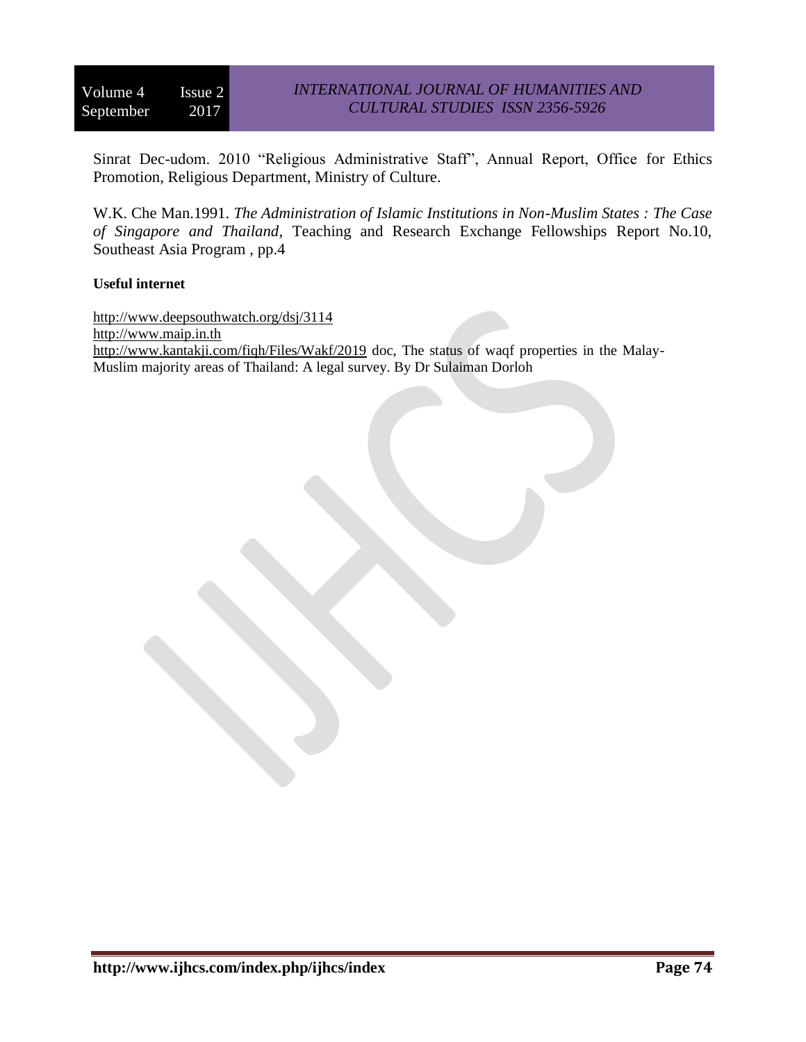Sinrat Dec-udom. 2010 "Religious Administrative Staff", Annual Report, Office for Ethics Promotion, Religious Department, Ministry of Culture.

W.K. Che Man.1991. *The Administration of Islamic Institutions in Non-Muslim States : The Case of Singapore and Thailand*, Teaching and Research Exchange Fellowships Report No.10, Southeast Asia Program , pp.4

**Useful internet**

http://www.deepsouthwatch.org/dsj/3114
http://www.maip.in.th
http://www.kantakji.com/fiqh/Files/Wakf/2019 doc, The status of waqf properties in the Malay-Muslim majority areas of Thailand: A legal survey. By Dr Sulaiman Dorloh